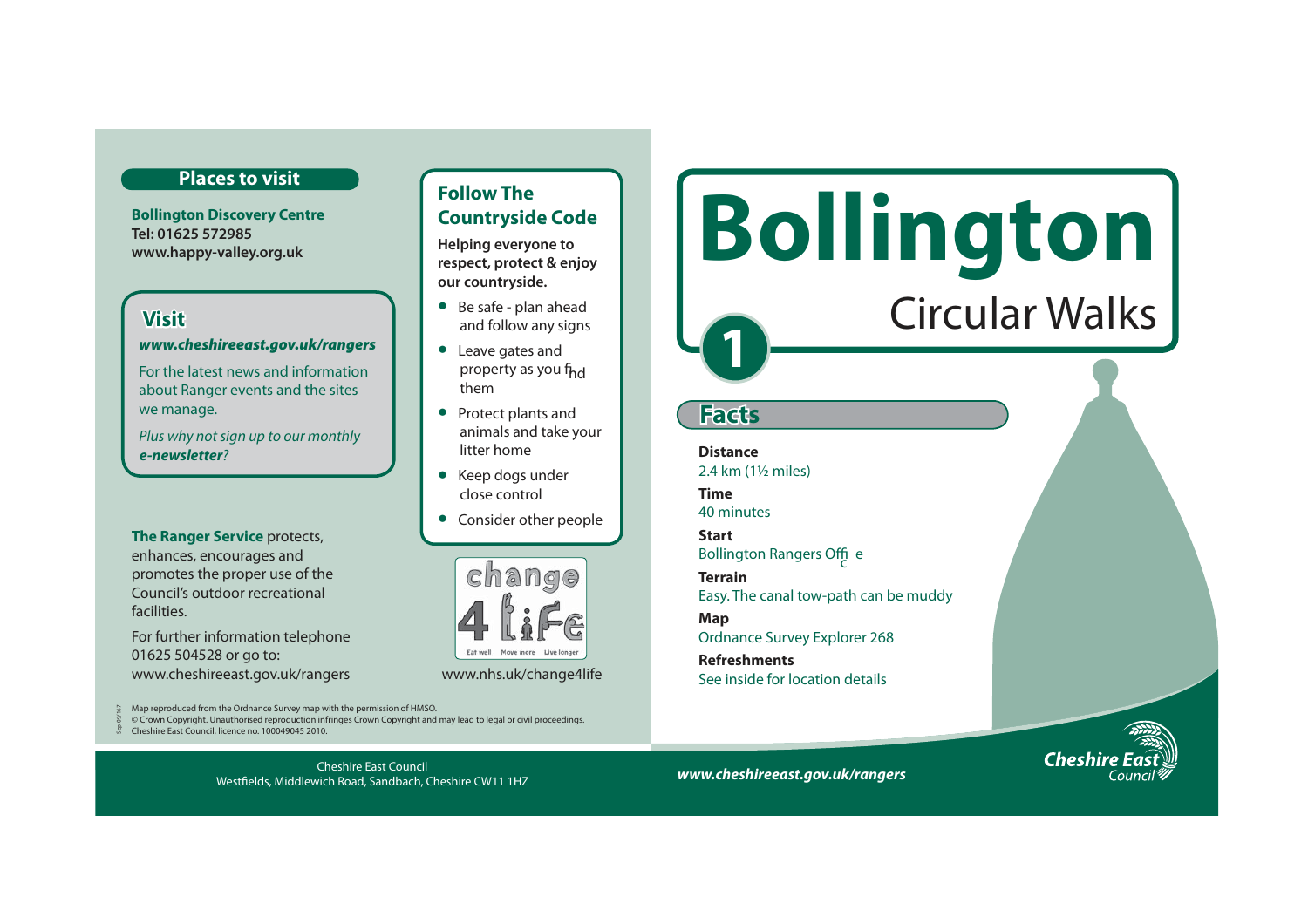## Places to visit

**Bollington Discovery Centre**
**Tel: 01625 572985**
**www.happy-valley.org.uk**

### Visit

***www.cheshireeast.gov.uk/rangers***

For the latest news and information about Ranger events and the sites we manage.

*Plus why not sign up to our monthly **e-newsletter**?*

**The Ranger Service** protects, enhances, encourages and promotes the proper use of the Council's outdoor recreational facilities.

For further information telephone 01625 504528 or go to: www.cheshireeast.gov.uk/rangers

## Follow The Countryside Code

**Helping everyone to respect, protect & enjoy our countryside.**

- Be safe - plan ahead and follow any signs
- Leave gates and property as you find them
- Protect plants and animals and take your litter home
- Keep dogs under close control
- Consider other people

change 4 life — Eat well Move more Live longer

www.nhs.uk/change4life

Map reproduced from the Ordnance Survey map with the permission of HMSO.
© Crown Copyright. Unauthorised reproduction infringes Crown Copyright and may lead to legal or civil proceedings.
Cheshire East Council, licence no. 100049045 2010.

Cheshire East Council
Westfields, Middlewich Road, Sandbach, Cheshire CW11 1HZ

# Bollington

## Circular Walks

# 1

## Facts

**Distance**
2.4 km (1½ miles)

**Time**
40 minutes

**Start**
Bollington Rangers Office

**Terrain**
Easy. The canal tow-path can be muddy

**Map**
Ordnance Survey Explorer 268

**Refreshments**
See inside for location details

***www.cheshireeast.gov.uk/rangers***

Cheshire East Council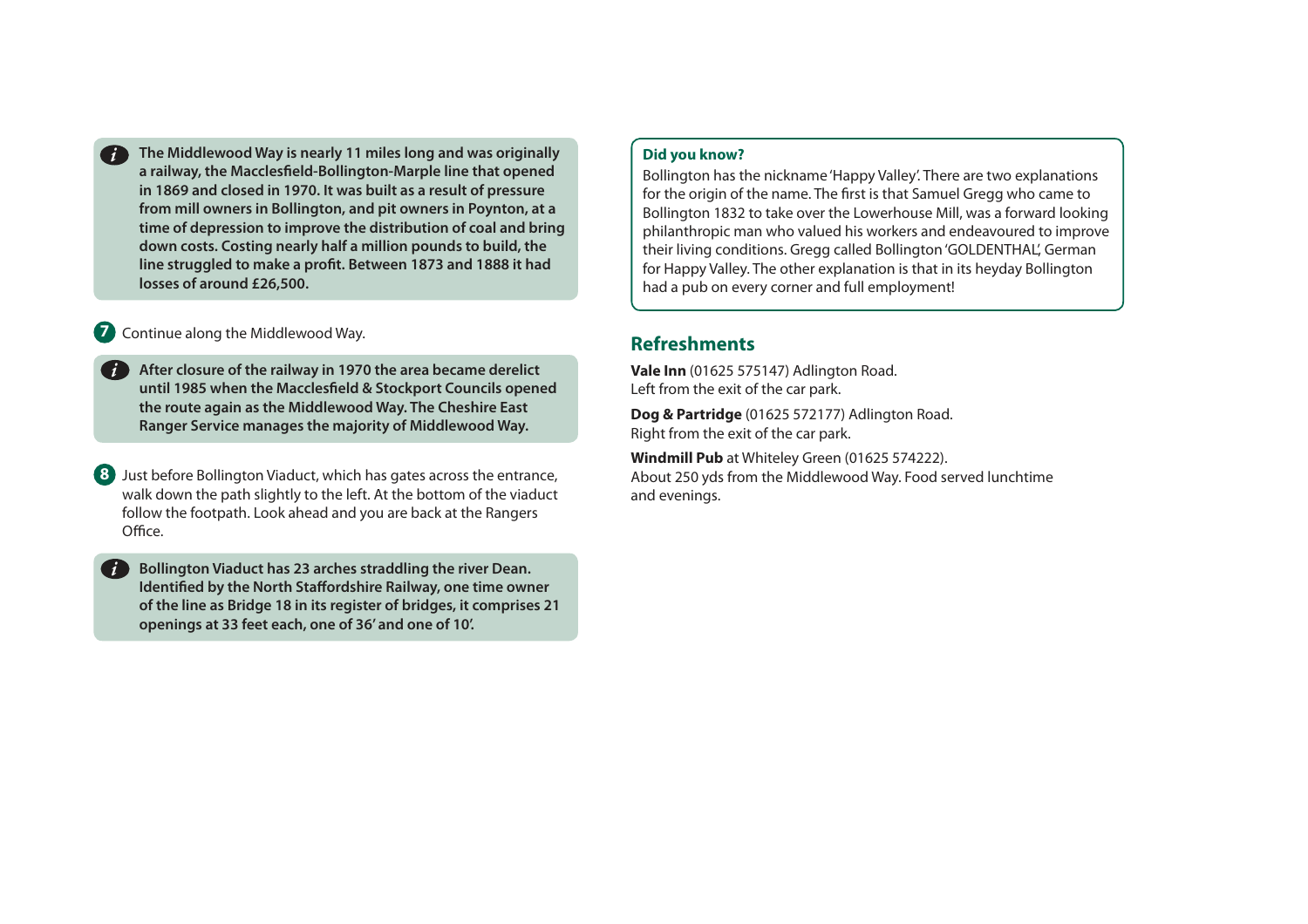**The Middlewood Way is nearly 11 miles long and was originally a railway, the Macclesfield-Bollington-Marple line that opened in 1869 and closed in 1970. It was built as a result of pressure from mill owners in Bollington, and pit owners in Poynton, at a time of depression to improve the distribution of coal and bring down costs. Costing nearly half a million pounds to build, the line struggled to make a profit. Between 1873 and 1888 it had losses of around £26,500.**

7. Continue along the Middlewood Way.

**After closure of the railway in 1970 the area became derelict until 1985 when the Macclesfield & Stockport Councils opened the route again as the Middlewood Way. The Cheshire East Ranger Service manages the majority of Middlewood Way.**

8. Just before Bollington Viaduct, which has gates across the entrance, walk down the path slightly to the left. At the bottom of the viaduct follow the footpath. Look ahead and you are back at the Rangers Office.

**Bollington Viaduct has 23 arches straddling the river Dean. Identified by the North Staffordshire Railway, one time owner of the line as Bridge 18 in its register of bridges, it comprises 21 openings at 33 feet each, one of 36' and one of 10'.**

**Did you know?**

Bollington has the nickname 'Happy Valley'. There are two explanations for the origin of the name. The first is that Samuel Gregg who came to Bollington 1832 to take over the Lowerhouse Mill, was a forward looking philanthropic man who valued his workers and endeavoured to improve their living conditions. Gregg called Bollington 'GOLDENTHAL', German for Happy Valley. The other explanation is that in its heyday Bollington had a pub on every corner and full employment!

## Refreshments

**Vale Inn** (01625 575147) Adlington Road.
Left from the exit of the car park.

**Dog & Partridge** (01625 572177) Adlington Road.
Right from the exit of the car park.

**Windmill Pub** at Whiteley Green (01625 574222).
About 250 yds from the Middlewood Way. Food served lunchtime and evenings.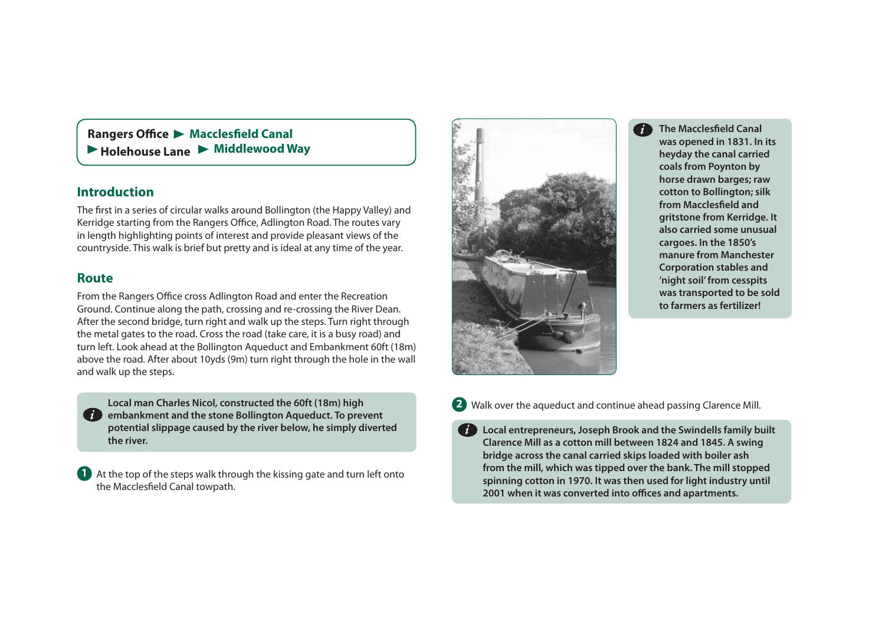**Rangers Office ► Macclesfield Canal ► Holehouse Lane ► Middlewood Way**

## Introduction

The first in a series of circular walks around Bollington (the Happy Valley) and Kerridge starting from the Rangers Office, Adlington Road. The routes vary in length highlighting points of interest and provide pleasant views of the countryside. This walk is brief but pretty and is ideal at any time of the year.

## Route

From the Rangers Office cross Adlington Road and enter the Recreation Ground. Continue along the path, crossing and re-crossing the River Dean. After the second bridge, turn right and walk up the steps. Turn right through the metal gates to the road. Cross the road (take care, it is a busy road) and turn left. Look ahead at the Bollington Aqueduct and Embankment 60ft (18m) above the road. After about 10yds (9m) turn right through the hole in the wall and walk up the steps.

> **Local man Charles Nicol, constructed the 60ft (18m) high embankment and the stone Bollington Aqueduct. To prevent potential slippage caused by the river below, he simply diverted the river.**

**1** At the top of the steps walk through the kissing gate and turn left onto the Macclesfield Canal towpath.

> **The Macclesfield Canal was opened in 1831. In its heyday the canal carried coals from Poynton by horse drawn barges; raw cotton to Bollington; silk from Macclesfield and gritstone from Kerridge. It also carried some unusual cargoes. In the 1850's manure from Manchester Corporation stables and 'night soil' from cesspits was transported to be sold to farmers as fertilizer!**

**2** Walk over the aqueduct and continue ahead passing Clarence Mill.

> **Local entrepreneurs, Joseph Brook and the Swindells family built Clarence Mill as a cotton mill between 1824 and 1845. A swing bridge across the canal carried skips loaded with boiler ash from the mill, which was tipped over the bank. The mill stopped spinning cotton in 1970. It was then used for light industry until 2001 when it was converted into offices and apartments.**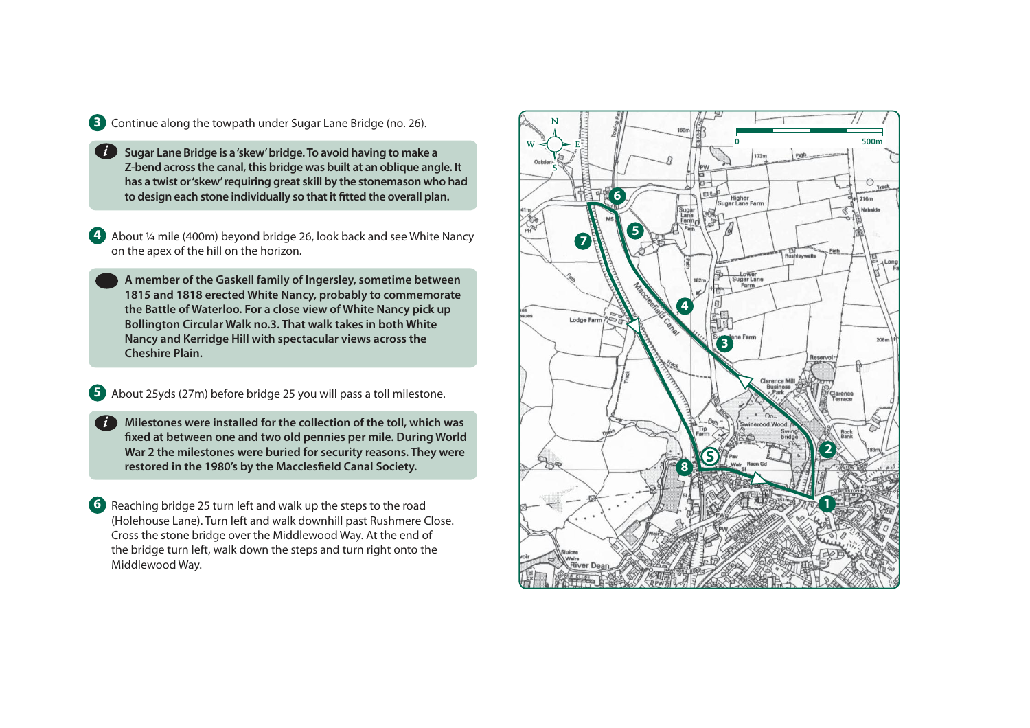**3** Continue along the towpath under Sugar Lane Bridge (no. 26).

> ***i*** **Sugar Lane Bridge is a 'skew' bridge. To avoid having to make a Z-bend across the canal, this bridge was built at an oblique angle. It has a twist or 'skew' requiring great skill by the stonemason who had to design each stone individually so that it fitted the overall plan.**

**4** About ¼ mile (400m) beyond bridge 26, look back and see White Nancy on the apex of the hill on the horizon.

> **A member of the Gaskell family of Ingersley, sometime between 1815 and 1818 erected White Nancy, probably to commemorate the Battle of Waterloo. For a close view of White Nancy pick up Bollington Circular Walk no.3. That walk takes in both White Nancy and Kerridge Hill with spectacular views across the Cheshire Plain.**

**5** About 25yds (27m) before bridge 25 you will pass a toll milestone.

> ***i*** **Milestones were installed for the collection of the toll, which was fixed at between one and two old pennies per mile. During World War 2 the milestones were buried for security reasons. They were restored in the 1980's by the Macclesfield Canal Society.**

**6** Reaching bridge 25 turn left and walk up the steps to the road (Holehouse Lane). Turn left and walk downhill past Rushmere Close. Cross the stone bridge over the Middlewood Way. At the end of the bridge turn left, walk down the steps and turn right onto the Middlewood Way.